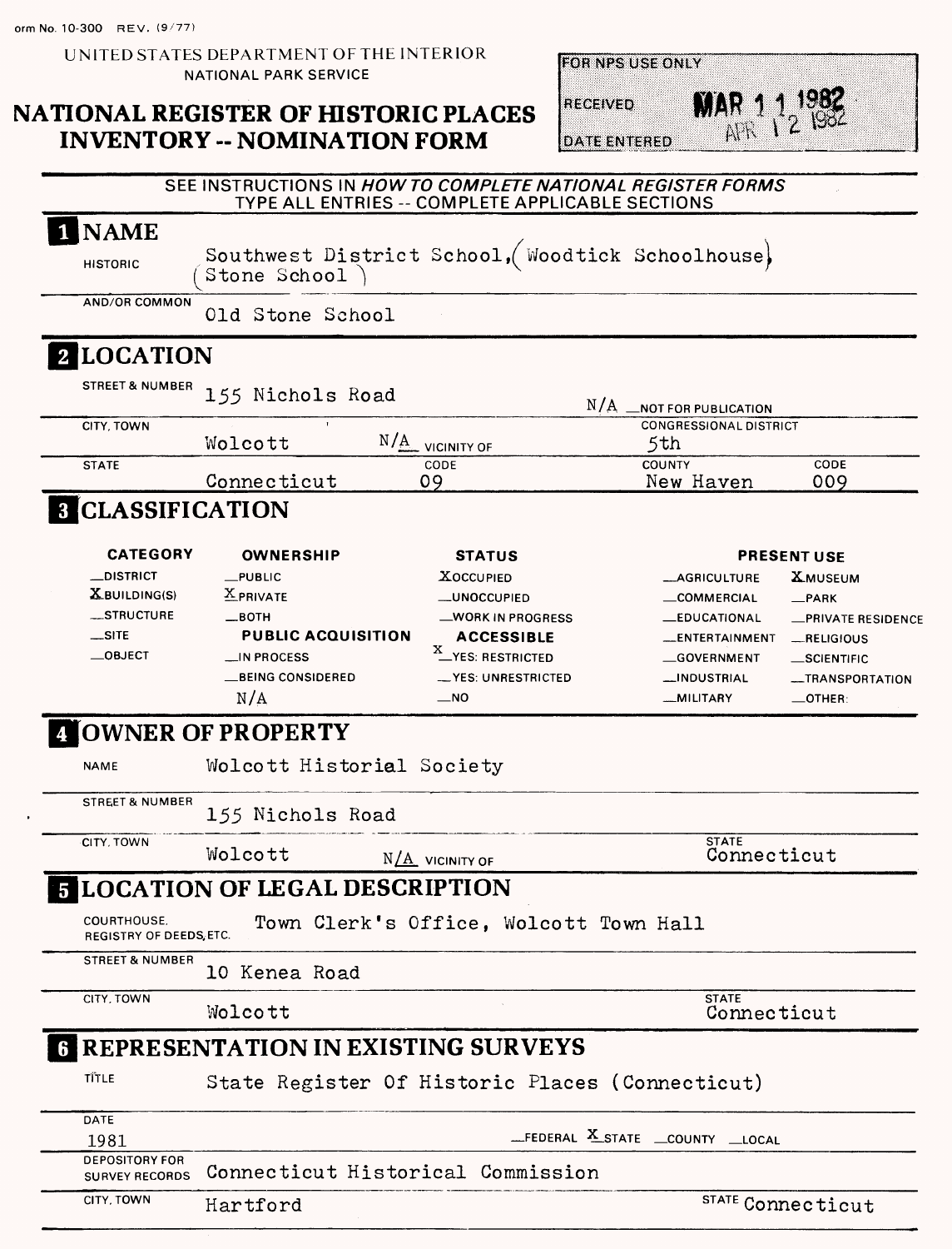orm No. 10-300 REV. (9/77)

UNITED STATES DEPARTMENT OF THE INTERIOR
NATIONAL PARK SERVICE

# NATIONAL REGISTER OF HISTORIC PLACES INVENTORY -- NOMINATION FORM

| FOR NPS USE ONLY | |
|---|---|
| RECEIVED | MAR 11 1982 |
| DATE ENTERED | APR 12 1982 |

SEE INSTRUCTIONS IN *HOW TO COMPLETE NATIONAL REGISTER FORMS*
TYPE ALL ENTRIES -- COMPLETE APPLICABLE SECTIONS

## 1 NAME

HISTORIC: Southwest District School, (Woodtick Schoolhouse) (Stone School)

AND/OR COMMON: Old Stone School

## 2 LOCATION

STREET & NUMBER: 155 Nichols Road — N/A __NOT FOR PUBLICATION

CITY, TOWN: Wolcott — N/A VICINITY OF — CONGRESSIONAL DISTRICT: 5th

STATE: Connecticut — CODE: 09 — COUNTY: New Haven — CODE: 009

## 3 CLASSIFICATION

| CATEGORY | OWNERSHIP | STATUS | PRESENT USE | |
|---|---|---|---|---|
| __DISTRICT | __PUBLIC | X OCCUPIED | __AGRICULTURE | X MUSEUM |
| X BUILDING(S) | X PRIVATE | __UNOCCUPIED | __COMMERCIAL | __PARK |
| __STRUCTURE | __BOTH | __WORK IN PROGRESS | __EDUCATIONAL | __PRIVATE RESIDENCE |
| __SITE | **PUBLIC ACQUISITION** | **ACCESSIBLE** | __ENTERTAINMENT | __RELIGIOUS |
| __OBJECT | __IN PROCESS | X YES: RESTRICTED | __GOVERNMENT | __SCIENTIFIC |
| | __BEING CONSIDERED | __YES: UNRESTRICTED | __INDUSTRIAL | __TRANSPORTATION |
| | N/A | __NO | __MILITARY | __OTHER: |

## 4 OWNER OF PROPERTY

NAME: Wolcott Historial Society

STREET & NUMBER: 155 Nichols Road

CITY, TOWN: Wolcott — N/A VICINITY OF — STATE: Connecticut

## 5 LOCATION OF LEGAL DESCRIPTION

COURTHOUSE, REGISTRY OF DEEDS, ETC.: Town Clerk's Office, Wolcott Town Hall

STREET & NUMBER: 10 Kenea Road

CITY, TOWN: Wolcott — STATE: Connecticut

## 6 REPRESENTATION IN EXISTING SURVEYS

TITLE: State Register Of Historic Places (Connecticut)

DATE: 1981 — __FEDERAL X STATE __COUNTY __LOCAL

DEPOSITORY FOR SURVEY RECORDS: Connecticut Historical Commission

CITY, TOWN: Hartford — STATE: Connecticut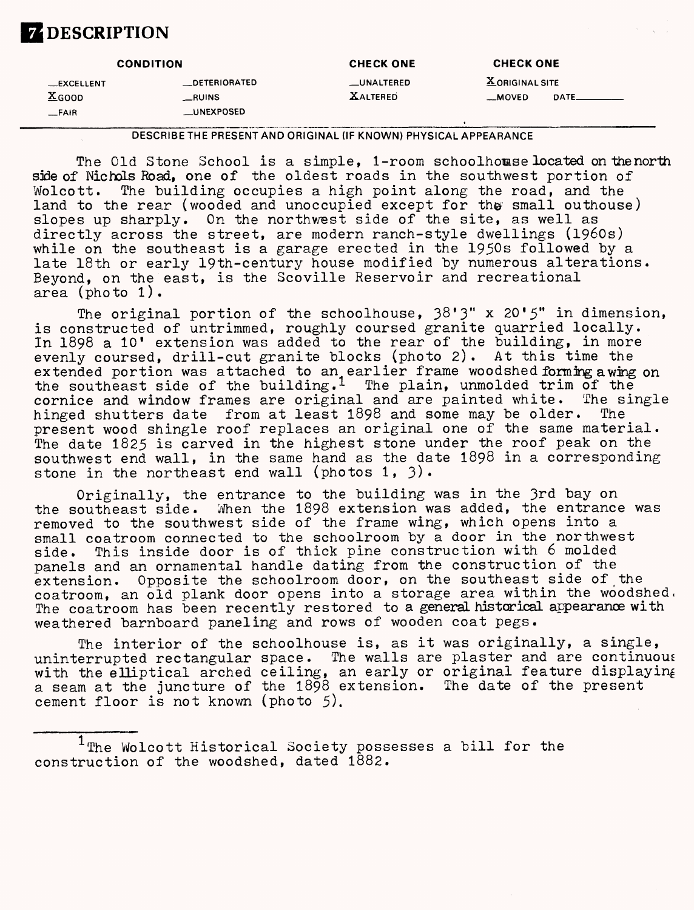# 7 DESCRIPTION

| CONDITION | | CHECK ONE | CHECK ONE |
|---|---|---|---|
| __EXCELLENT | __DETERIORATED | __UNALTERED | X ORIGINAL SITE |
| X GOOD | __RUINS | X ALTERED | __MOVED DATE________ |
| __FAIR | __UNEXPOSED | | |

DESCRIBE THE PRESENT AND ORIGINAL (IF KNOWN) PHYSICAL APPEARANCE

The Old Stone School is a simple, 1-room schoolhouse located on the north side of Nichols Road, one of the oldest roads in the southwest portion of Wolcott. The building occupies a high point along the road, and the land to the rear (wooded and unoccupied except for the small outhouse) slopes up sharply. On the northwest side of the site, as well as directly across the street, are modern ranch-style dwellings (1960s) while on the southeast is a garage erected in the 1950s followed by a late 18th or early 19th-century house modified by numerous alterations. Beyond, on the east, is the Scoville Reservoir and recreational area (photo 1).

The original portion of the schoolhouse, 38'3" x 20'5" in dimension, is constructed of untrimmed, roughly coursed granite quarried locally. In 1898 a 10' extension was added to the rear of the building, in more evenly coursed, drill-cut granite blocks (photo 2). At this time the extended portion was attached to an earlier frame woodshed forming a wing on the southeast side of the building.[1] The plain, unmolded trim of the cornice and window frames are original and are painted white. The single hinged shutters date from at least 1898 and some may be older. The present wood shingle roof replaces an original one of the same material. The date 1825 is carved in the highest stone under the roof peak on the southwest end wall, in the same hand as the date 1898 in a corresponding stone in the northeast end wall (photos 1, 3).

Originally, the entrance to the building was in the 3rd bay on the southeast side. When the 1898 extension was added, the entrance was removed to the southwest side of the frame wing, which opens into a small coatroom connected to the schoolroom by a door in the northwest side. This inside door is of thick pine construction with 6 molded panels and an ornamental handle dating from the construction of the extension. Opposite the schoolroom door, on the southeast side of the coatroom, an old plank door opens into a storage area within the woodshed. The coatroom has been recently restored to a general historical appearance with weathered barnboard paneling and rows of wooden coat pegs.

The interior of the schoolhouse is, as it was originally, a single, uninterrupted rectangular space. The walls are plaster and are continuous with the elliptical arched ceiling, an early or original feature displaying a seam at the juncture of the 1898 extension. The date of the present cement floor is not known (photo 5).

---

[1] The Wolcott Historical Society possesses a bill for the construction of the woodshed, dated 1882.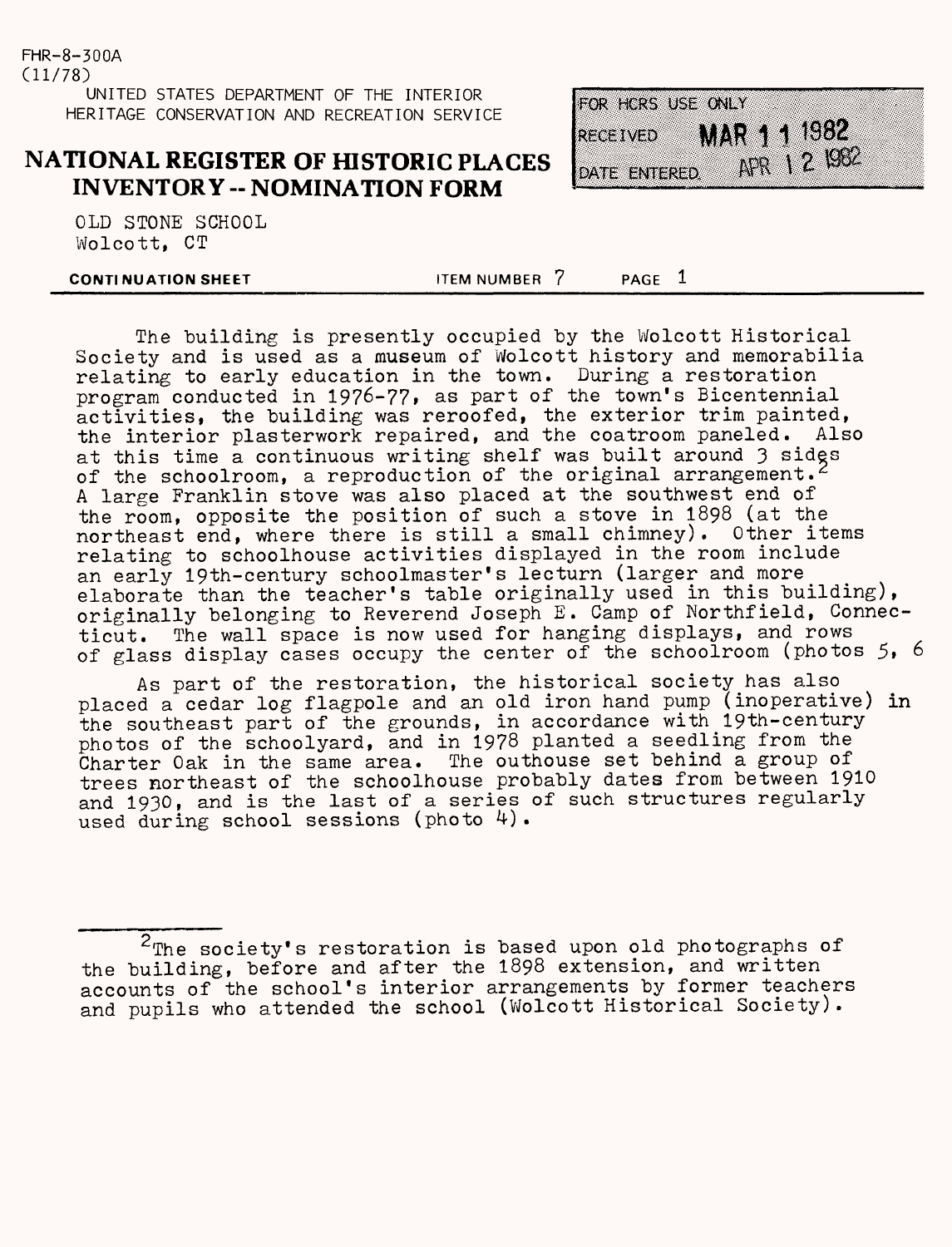FHR-8-300A
(11/78)

UNITED STATES DEPARTMENT OF THE INTERIOR
HERITAGE CONSERVATION AND RECREATION SERVICE

# NATIONAL REGISTER OF HISTORIC PLACES INVENTORY -- NOMINATION FORM

FOR HCRS USE ONLY
RECEIVED MAR 11 1982
DATE ENTERED APR 12 1982

OLD STONE SCHOOL
Wolcott, CT

**CONTINUATION SHEET** ITEM NUMBER 7 PAGE 1

The building is presently occupied by the Wolcott Historical Society and is used as a museum of Wolcott history and memorabilia relating to early education in the town. During a restoration program conducted in 1976-77, as part of the town's Bicentennial activities, the building was reroofed, the exterior trim painted, the interior plasterwork repaired, and the coatroom paneled. Also at this time a continuous writing shelf was built around 3 sides of the schoolroom, a reproduction of the original arrangement.[2] A large Franklin stove was also placed at the southwest end of the room, opposite the position of such a stove in 1898 (at the northeast end, where there is still a small chimney). Other items relating to schoolhouse activities displayed in the room include an early 19th-century schoolmaster's lecturn (larger and more elaborate than the teacher's table originally used in this building), originally belonging to Reverend Joseph E. Camp of Northfield, Connecticut. The wall space is now used for hanging displays, and rows of glass display cases occupy the center of the schoolroom (photos 5, 6

As part of the restoration, the historical society has also placed a cedar log flagpole and an old iron hand pump (inoperative) in the southeast part of the grounds, in accordance with 19th-century photos of the schoolyard, and in 1978 planted a seedling from the Charter Oak in the same area. The outhouse set behind a group of trees northeast of the schoolhouse probably dates from between 1910 and 1930, and is the last of a series of such structures regularly used during school sessions (photo 4).

---

[2] The society's restoration is based upon old photographs of the building, before and after the 1898 extension, and written accounts of the school's interior arrangements by former teachers and pupils who attended the school (Wolcott Historical Society).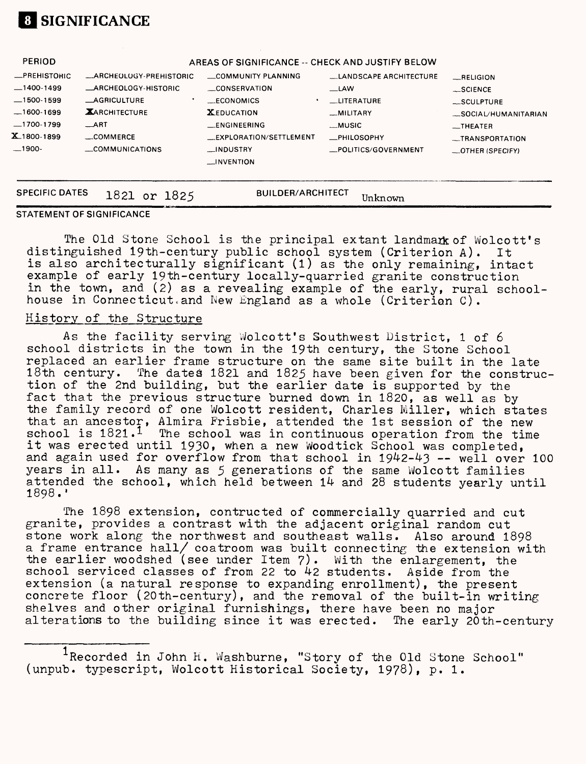# 8 SIGNIFICANCE

| PERIOD | AREAS OF SIGNIFICANCE -- CHECK AND JUSTIFY BELOW | | | |
|---|---|---|---|---|
| _PREHISTORIC | _ARCHEOLOGY-PREHISTORIC | _COMMUNITY PLANNING | _LANDSCAPE ARCHITECTURE | _RELIGION |
| _1400-1499 | _ARCHEOLOGY-HISTORIC | _CONSERVATION | _LAW | _SCIENCE |
| _1500-1599 | _AGRICULTURE | _ECONOMICS | _LITERATURE | _SCULPTURE |
| _1600-1699 | X ARCHITECTURE | X EDUCATION | _MILITARY | _SOCIAL/HUMANITARIAN |
| _1700-1799 | _ART | _ENGINEERING | _MUSIC | _THEATER |
| X 1800-1899 | _COMMERCE | _EXPLORATION/SETTLEMENT | _PHILOSOPHY | _TRANSPORTATION |
| _1900- | _COMMUNICATIONS | _INDUSTRY | _POLITICS/GOVERNMENT | _OTHER (SPECIFY) |
| | | _INVENTION | | |

SPECIFIC DATES 1821 or 1825 BUILDER/ARCHITECT Unknown

STATEMENT OF SIGNIFICANCE

The Old Stone School is the principal extant landmark of Wolcott's distinguished 19th-century public school system (Criterion A). It is also architecturally significant (1) as the only remaining, intact example of early 19th-century locally-quarried granite construction in the town, and (2) as a revealing example of the early, rural schoolhouse in Connecticut and New England as a whole (Criterion C).

## History of the Structure

As the facility serving Wolcott's Southwest District, 1 of 6 school districts in the town in the 19th century, the Stone School replaced an earlier frame structure on the same site built in the late 18th century. The dates 1821 and 1825 have been given for the construction of the 2nd building, but the earlier date is supported by the fact that the previous structure burned down in 1820, as well as by the family record of one Wolcott resident, Charles Miller, which states that an ancestor, Almira Frisbie, attended the 1st session of the new school is 1821.[1] The school was in continuous operation from the time it was erected until 1930, when a new Woodtick School was completed, and again used for overflow from that school in 1942-43 -- well over 100 years in all. As many as 5 generations of the same Wolcott families attended the school, which held between 14 and 28 students yearly until 1898.'

The 1898 extension, contructed of commercially quarried and cut granite, provides a contrast with the adjacent original random cut stone work along the northwest and southeast walls. Also around 1898 a frame entrance hall/ coatroom was built connecting the extension with the earlier woodshed (see under Item 7). With the enlargement, the school serviced classes of from 22 to 42 students. Aside from the extension (a natural response to expanding enrollment), the present concrete floor (20th-century), and the removal of the built-in writing shelves and other original furnishings, there have been no major alterations to the building since it was erected. The early 20th-century

[1] Recorded in John H. Washburne, "Story of the Old Stone School" (unpub. typescript, Wolcott Historical Society, 1978), p. 1.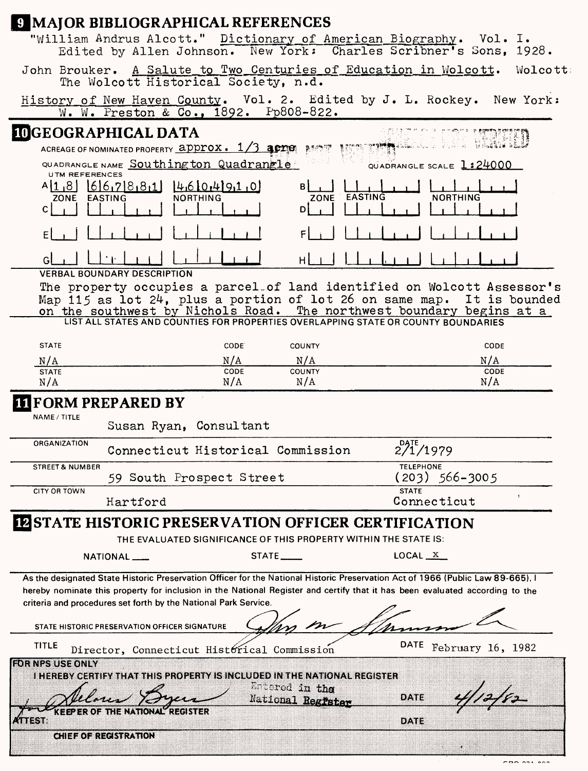## 9 MAJOR BIBLIOGRAPHICAL REFERENCES

"William Andrus Alcott." Dictionary of American Biography. Vol. I. Edited by Allen Johnson. New York: Charles Scribner's Sons, 1928.

John Brouker. A Salute to Two Centuries of Education in Wolcott. Wolcott: The Wolcott Historical Society, n.d.

History of New Haven County. Vol. 2. Edited by J. L. Rockey. New York: W. W. Preston & Co., 1892. Pp808-822.

## 10 GEOGRAPHICAL DATA

ACREAGE OF NOMINATED PROPERTY approx. 1/3 acre

QUADRANGLE NAME Southington Quadrangle QUADRANGLE SCALE 1:24000

UTM REFERENCES

| | ZONE | EASTING | NORTHING | | ZONE | EASTING | NORTHING |
|---|---|---|---|---|---|---|---|
| A | 1 8 | 6 6 7 8 8 1 | 4 6 0 4 9 1 0 | B | | | |
| C | | | | D | | | |
| E | | | | F | | | |
| G | | | | H | | | |

VERBAL BOUNDARY DESCRIPTION

The property occupies a parcel of land identified on Wolcott Assessor's Map 115 as lot 24, plus a portion of lot 26 on same map. It is bounded on the southwest by Nichols Road. The northwest boundary begins at a

LIST ALL STATES AND COUNTIES FOR PROPERTIES OVERLAPPING STATE OR COUNTY BOUNDARIES

| STATE | CODE | COUNTY | CODE |
|---|---|---|---|
| N/A | N/A | N/A | N/A |
| N/A | N/A | N/A | N/A |

## 11 FORM PREPARED BY

NAME / TITLE: Susan Ryan, Consultant

ORGANIZATION: Connecticut Historical Commission DATE: 2/1/1979

STREET & NUMBER: 59 South Prospect Street TELEPHONE: (203) 566-3005

CITY OR TOWN: Hartford STATE: Connecticut

## 12 STATE HISTORIC PRESERVATION OFFICER CERTIFICATION

THE EVALUATED SIGNIFICANCE OF THIS PROPERTY WITHIN THE STATE IS:

NATIONAL ___ STATE ___ LOCAL X

As the designated State Historic Preservation Officer for the National Historic Preservation Act of 1966 (Public Law 89-665), I hereby nominate this property for inclusion in the National Register and certify that it has been evaluated according to the criteria and procedures set forth by the National Park Service.

STATE HISTORIC PRESERVATION OFFICER SIGNATURE [signature]

TITLE Director, Connecticut Historical Commission DATE February 16, 1982

FOR NPS USE ONLY

I HEREBY CERTIFY THAT THIS PROPERTY IS INCLUDED IN THE NATIONAL REGISTER

Entered in the National Register

[signature] DATE 4/12/82

for KEEPER OF THE NATIONAL REGISTER

ATTEST: DATE

CHIEF OF REGISTRATION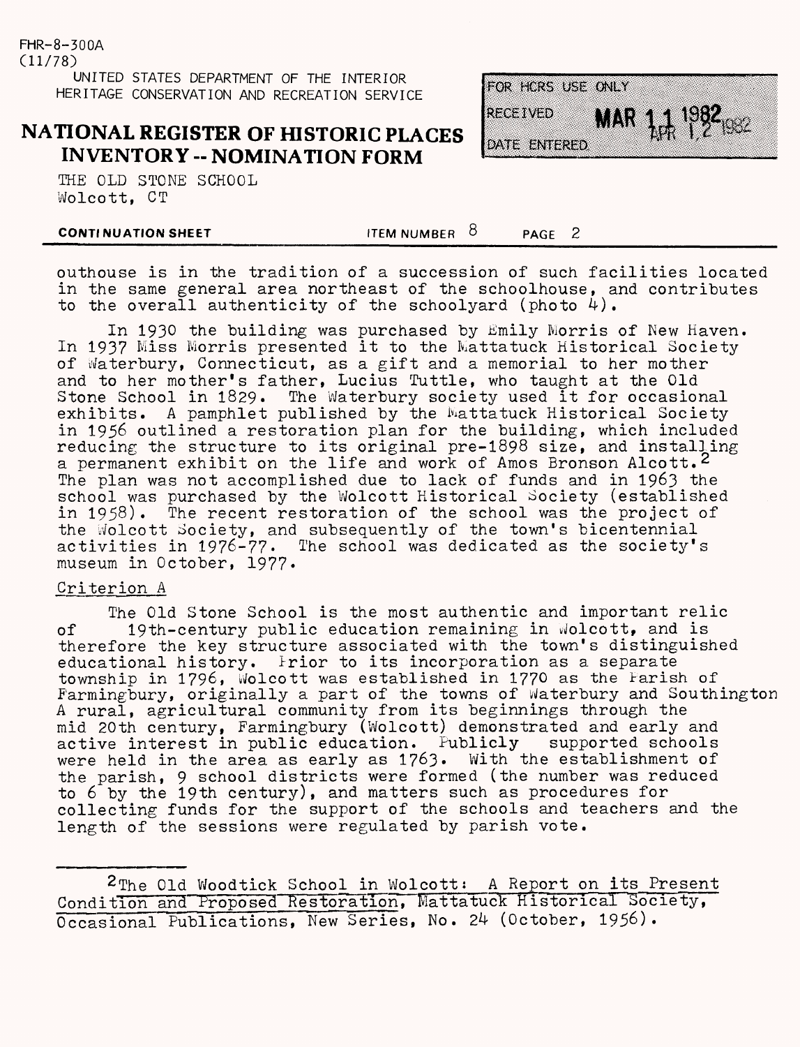THE OLD STONE SCHOOL
Wolcott, CT

**CONTINUATION SHEET** ITEM NUMBER 8 PAGE 2

outhouse is in the tradition of a succession of such facilities located in the same general area northeast of the schoolhouse, and contributes to the overall authenticity of the schoolyard (photo 4).

In 1930 the building was purchased by Emily Morris of New Haven. In 1937 Miss Morris presented it to the Mattatuck Historical Society of Waterbury, Connecticut, as a gift and a memorial to her mother and to her mother's father, Lucius Tuttle, who taught at the Old Stone School in 1829. The Waterbury society used it for occasional exhibits. A pamphlet published by the Mattatuck Historical Society in 1956 outlined a restoration plan for the building, which included reducing the structure to its original pre-1898 size, and installing a permanent exhibit on the life and work of Amos Bronson Alcott.[2] The plan was not accomplished due to lack of funds and in 1963 the school was purchased by the Wolcott Historical Society (established in 1958). The recent restoration of the school was the project of the Wolcott Society, and subsequently of the town's bicentennial activities in 1976-77. The school was dedicated as the society's museum in October, 1977.

Criterion A

The Old Stone School is the most authentic and important relic of 19th-century public education remaining in Wolcott, and is therefore the key structure associated with the town's distinguished educational history. Prior to its incorporation as a separate township in 1796, Wolcott was established in 1770 as the Parish of Farmingbury, originally a part of the towns of Waterbury and Southington A rural, agricultural community from its beginnings through the mid 20th century, Farmingbury (Wolcott) demonstrated and early and active interest in public education. Publicly supported schools were held in the area as early as 1763. With the establishment of the parish, 9 school districts were formed (the number was reduced to 6 by the 19th century), and matters such as procedures for collecting funds for the support of the schools and teachers and the length of the sessions were regulated by parish vote.

[2] The Old Woodtick School in Wolcott: A Report on its Present Condition and Proposed Restoration, Mattatuck Historical Society, Occasional Publications, New Series, No. 24 (October, 1956).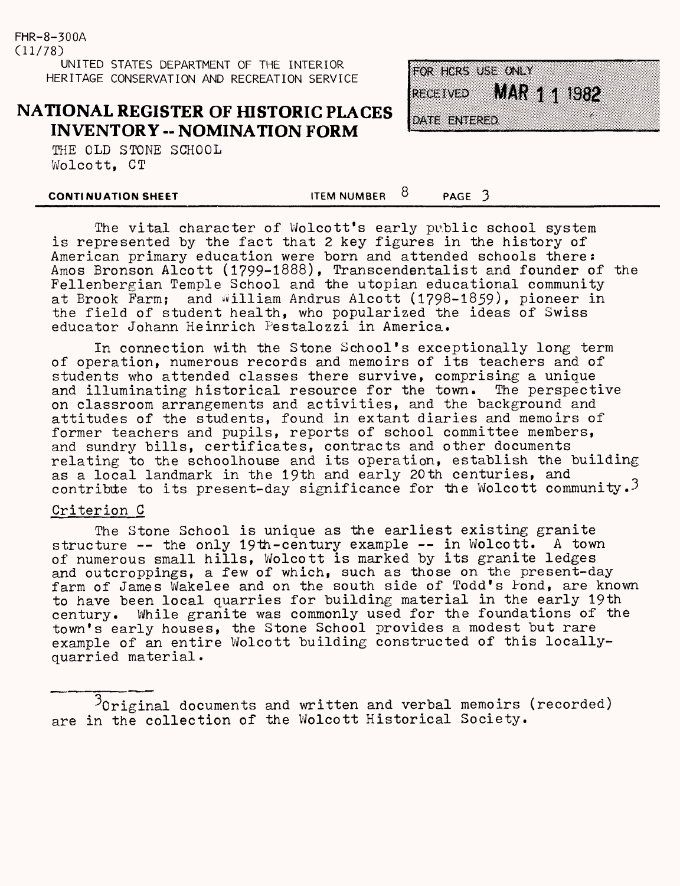The vital character of Wolcott's early public school system is represented by the fact that 2 key figures in the history of American primary education were born and attended schools there: Amos Bronson Alcott (1799-1888), Transcendentalist and founder of the Fellenbergian Temple School and the utopian educational community at Brook Farm; and William Andrus Alcott (1798-1859), pioneer in the field of student health, who popularized the ideas of Swiss educator Johann Heinrich Pestalozzi in America.

In connection with the Stone School's exceptionally long term of operation, numerous records and memoirs of its teachers and of students who attended classes there survive, comprising a unique and illuminating historical resource for the town. The perspective on classroom arrangements and activities, and the background and attitudes of the students, found in extant diaries and memoirs of former teachers and pupils, reports of school committee members, and sundry bills, certificates, contracts and other documents relating to the schoolhouse and its operation, establish the building as a local landmark in the 19th and early 20th centuries, and contribute to its present-day significance for the Wolcott community.[3]

## Criterion C

The Stone School is unique as the earliest existing granite structure -- the only 19th-century example -- in Wolcott. A town of numerous small hills, Wolcott is marked by its granite ledges and outcroppings, a few of which, such as those on the present-day farm of James Wakelee and on the south side of Todd's Pond, are known to have been local quarries for building material in the early 19th century. While granite was commonly used for the foundations of the town's early houses, the Stone School provides a modest but rare example of an entire Wolcott building constructed of this locally-quarried material.

---

[3] Original documents and written and verbal memoirs (recorded) are in the collection of the Wolcott Historical Society.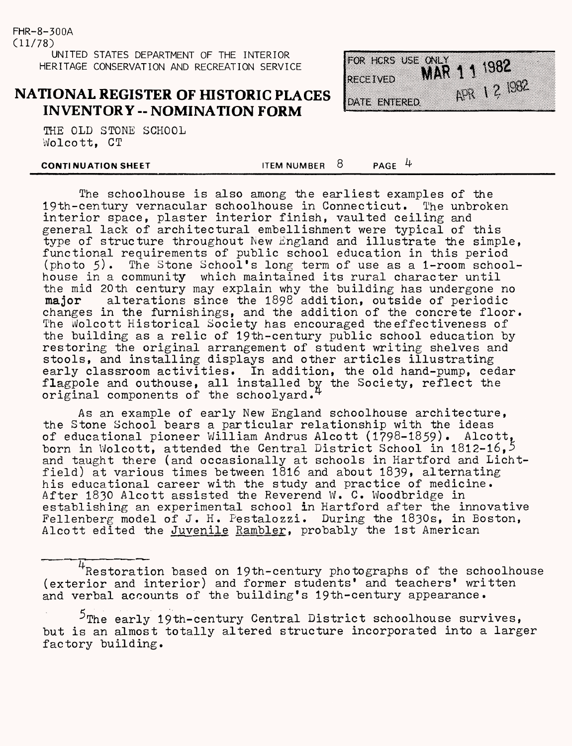FHR-8-300A
(11/78)

UNITED STATES DEPARTMENT OF THE INTERIOR
HERITAGE CONSERVATION AND RECREATION SERVICE

# NATIONAL REGISTER OF HISTORIC PLACES INVENTORY -- NOMINATION FORM

| FOR HCRS USE ONLY | |
|---|---|
| RECEIVED | MAR 11 1982 |
| DATE ENTERED | APR 12 1982 |

THE OLD STONE SCHOOL
Wolcott, CT

**CONTINUATION SHEET** ITEM NUMBER 8 PAGE 4

The schoolhouse is also among the earliest examples of the 19th-century vernacular schoolhouse in Connecticut. The unbroken interior space, plaster interior finish, vaulted ceiling and general lack of architectural embellishment were typical of this type of structure throughout New England and illustrate the simple, functional requirements of public school education in this period (photo 5). The Stone School's long term of use as a 1-room schoolhouse in a community which maintained its rural character until the mid 20th century may explain why the building has undergone no **major** alterations since the 1898 addition, outside of periodic changes in the furnishings, and the addition of the concrete floor. The Wolcott Historical Society has encouraged theeffectiveness of the building as a relic of 19th-century public school education by restoring the original arrangement of student writing shelves and stools, and installing displays and other articles illustrating early classroom activities. In addition, the old hand-pump, cedar flagpole and outhouse, all installed by the Society, reflect the original components of the schoolyard.[4]

As an example of early New England schoolhouse architecture, the Stone School bears a particular relationship with the ideas of educational pioneer William Andrus Alcott (1798-1859). Alcott, born in Wolcott, attended the Central District School in 1812-16,[5] and taught there (and occasionally at schools in Hartford and Lichtfield) at various times between 1816 and about 1839, alternating his educational career with the study and practice of medicine. After 1830 Alcott assisted the Reverend W. C. Woodbridge in establishing an experimental school in Hartford after the innovative Fellenberg model of J. H. Pestalozzi. During the 1830s, in Boston, Alcott edited the Juvenile Rambler, probably the 1st American

---

[4]Restoration based on 19th-century photographs of the schoolhouse (exterior and interior) and former students' and teachers' written and verbal accounts of the building's 19th-century appearance.

[5]The early 19th-century Central District schoolhouse survives, but is an almost totally altered structure incorporated into a larger factory building.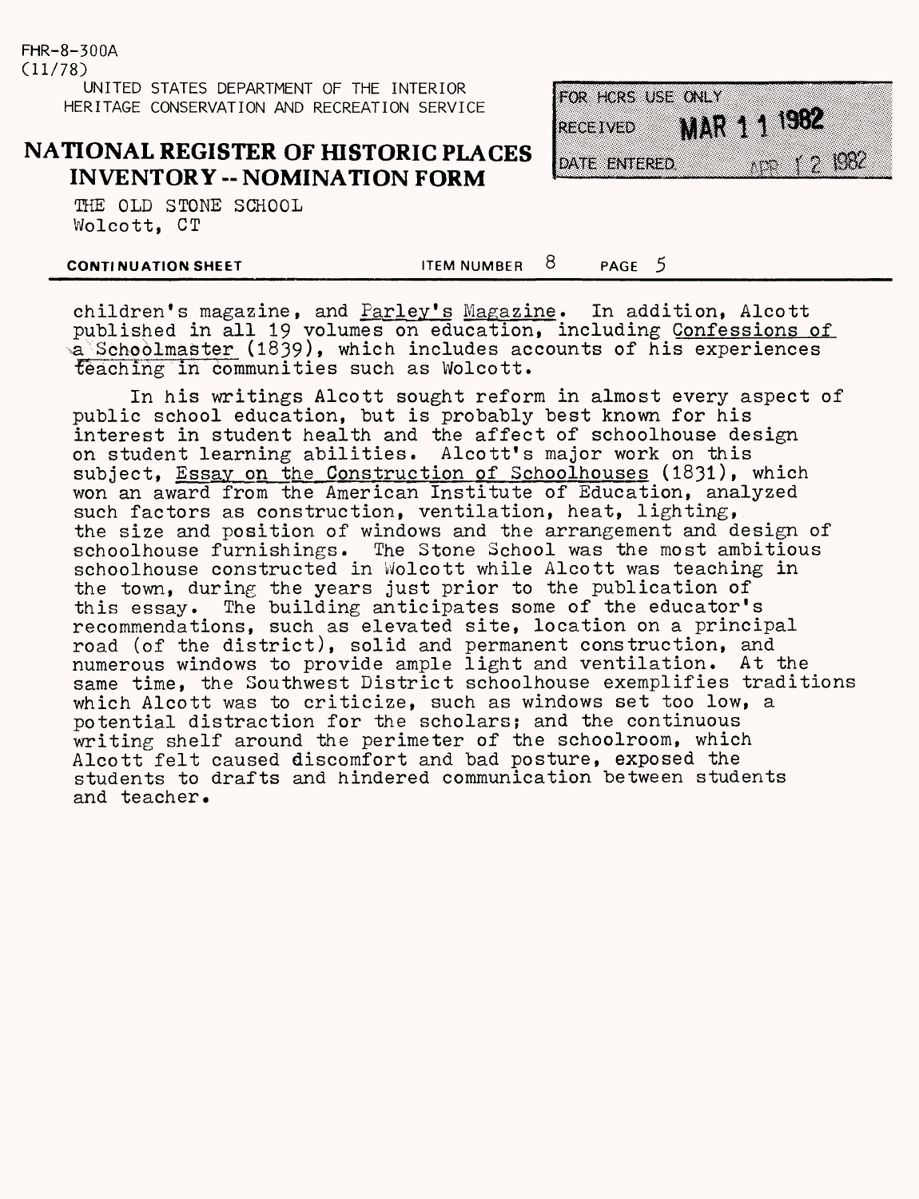children's magazine, and Parley's Magazine. In addition, Alcott published in all 19 volumes on education, including Confessions of a Schoolmaster (1839), which includes accounts of his experiences teaching in communities such as Wolcott.

In his writings Alcott sought reform in almost every aspect of public school education, but is probably best known for his interest in student health and the affect of schoolhouse design on student learning abilities. Alcott's major work on this subject, Essay on the Construction of Schoolhouses (1831), which won an award from the American Institute of Education, analyzed such factors as construction, ventilation, heat, lighting, the size and position of windows and the arrangement and design of schoolhouse furnishings. The Stone School was the most ambitious schoolhouse constructed in Wolcott while Alcott was teaching in the town, during the years just prior to the publication of this essay. The building anticipates some of the educator's recommendations, such as elevated site, location on a principal road (of the district), solid and permanent construction, and numerous windows to provide ample light and ventilation. At the same time, the Southwest District schoolhouse exemplifies traditions which Alcott was to criticize, such as windows set too low, a potential distraction for the scholars; and the continuous writing shelf around the perimeter of the schoolroom, which Alcott felt caused discomfort and bad posture, exposed the students to drafts and hindered communication between students and teacher.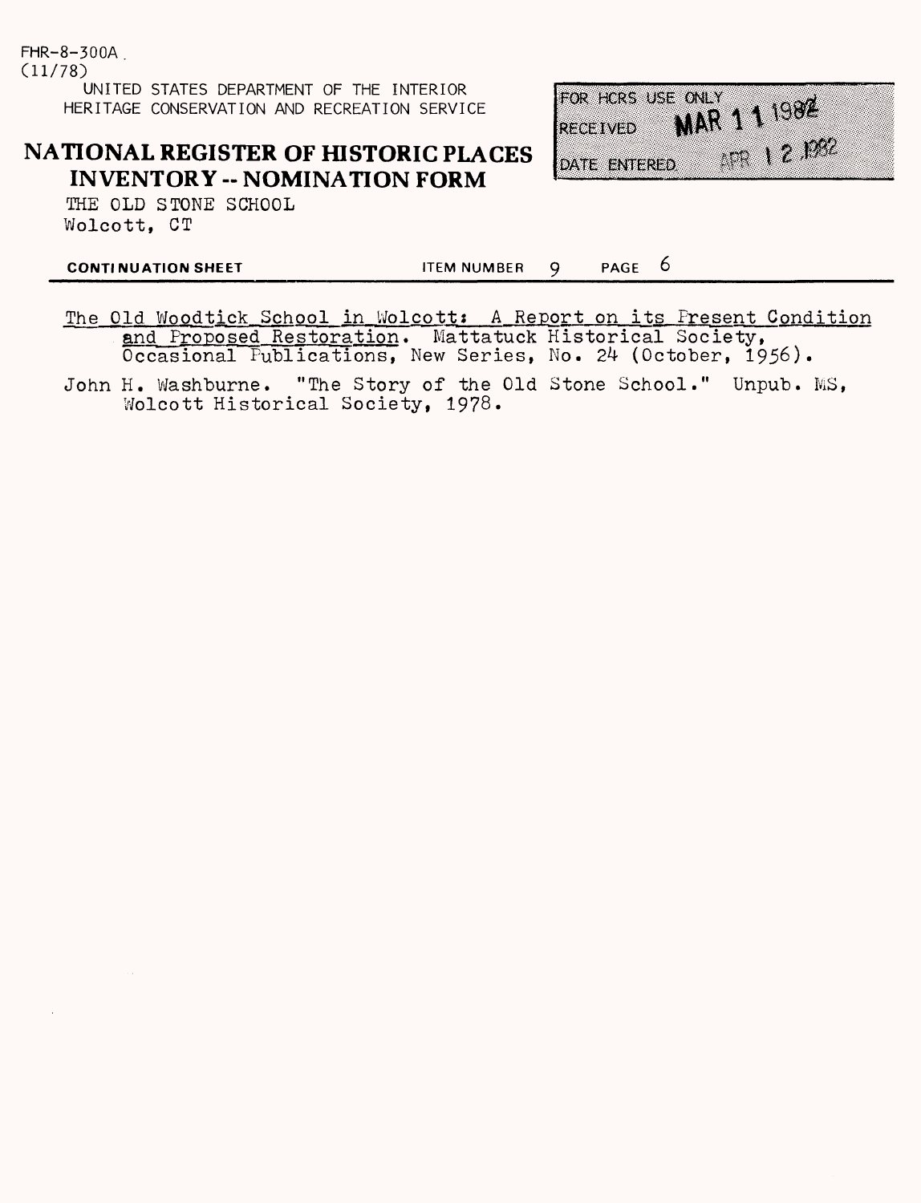FHR-8-300A
(11/78)

UNITED STATES DEPARTMENT OF THE INTERIOR
HERITAGE CONSERVATION AND RECREATION SERVICE

# NATIONAL REGISTER OF HISTORIC PLACES INVENTORY -- NOMINATION FORM

THE OLD STONE SCHOOL
Wolcott, CT

| FOR HCRS USE ONLY | |
|---|---|
| RECEIVED | MAR 11 1982 |
| DATE ENTERED | APR 12 1982 |

**CONTINUATION SHEET** ITEM NUMBER 9 PAGE 6

The Old Woodtick School in Wolcott: A Report on its Present Condition and Proposed Restoration. Mattatuck Historical Society, Occasional Publications, New Series, No. 24 (October, 1956).

John H. Washburne. "The Story of the Old Stone School." Unpub. MS, Wolcott Historical Society, 1978.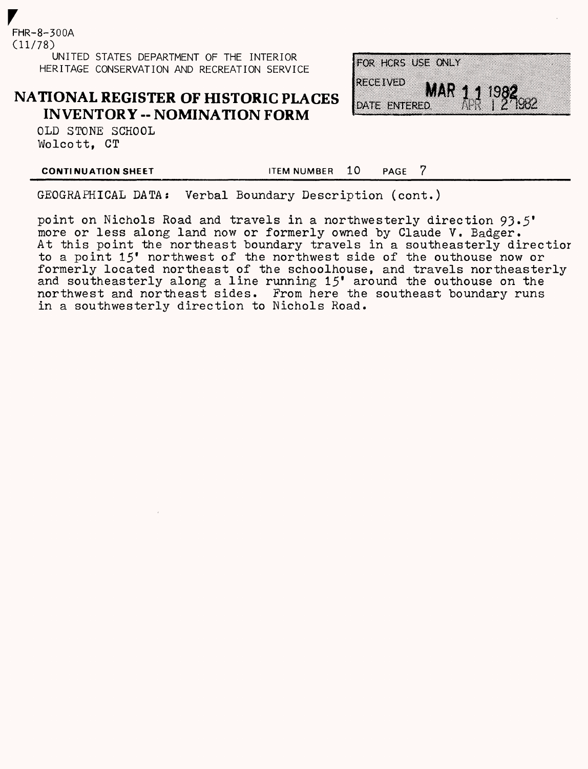FHR-8-300A
(11/78)

UNITED STATES DEPARTMENT OF THE INTERIOR
HERITAGE CONSERVATION AND RECREATION SERVICE

# NATIONAL REGISTER OF HISTORIC PLACES INVENTORY -- NOMINATION FORM

| | |
|---|---|
| FOR HCRS USE ONLY | |
| RECEIVED | MAR 11 1982 |
| DATE ENTERED | APR 12 1982 |

OLD STONE SCHOOL
Wolcott, CT

**CONTINUATION SHEET** ITEM NUMBER 10 PAGE 7

GEOGRAPHICAL DATA: Verbal Boundary Description (cont.)

point on Nichols Road and travels in a northwesterly direction 93.5' more or less along land now or formerly owned by Claude V. Badger. At this point the northeast boundary travels in a southeasterly direction to a point 15' northwest of the northwest side of the outhouse now or formerly located northeast of the schoolhouse, and travels northeasterly and southeasterly along a line running 15' around the outhouse on the northwest and northeast sides. From here the southeast boundary runs in a southwesterly direction to Nichols Road.